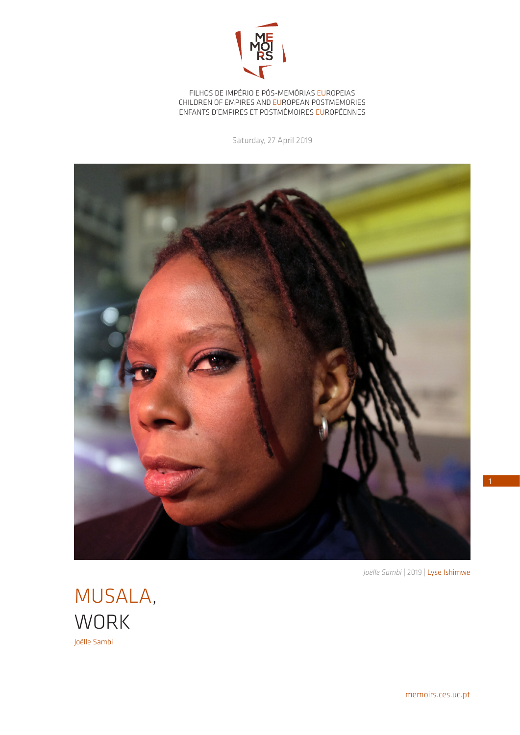FILHOS DE IMPÉRIO E PÓS-MEMÓRIAS EUROPEIAS
CHILDREN OF EMPIRES AND EUROPEAN POSTMEMORIES
ENFANTS D'EMPIRES ET POSTMÉMOIRES EUROPÉENNES

Saturday, 27 April 2019

*Joëlle Sambi* | 2019 | Lyse Ishimwe

# MUSALA, WORK

Joëlle Sambi

memoirs.ces.uc.pt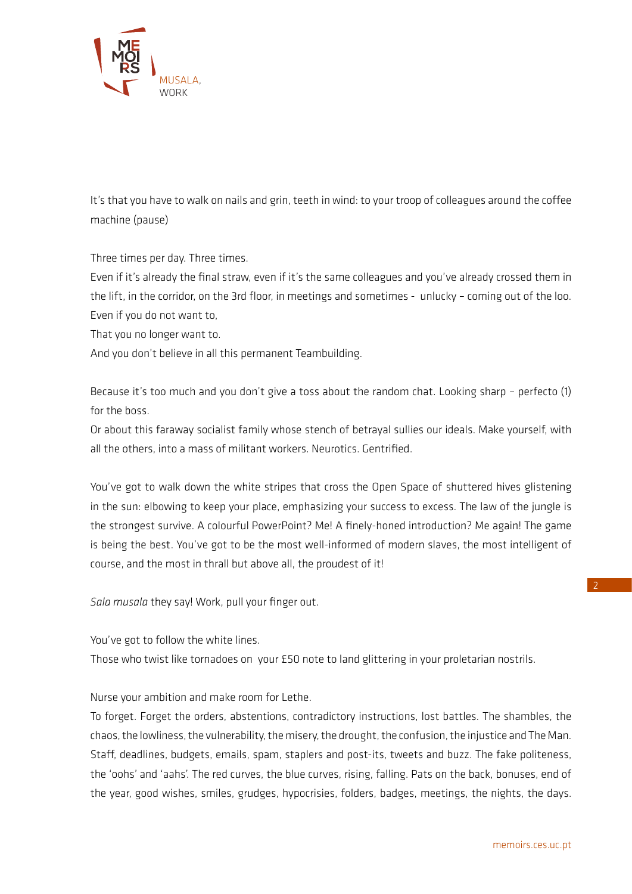It's that you have to walk on nails and grin, teeth in wind: to your troop of colleagues around the coffee machine (pause)

Three times per day. Three times.

Even if it's already the final straw, even if it's the same colleagues and you've already crossed them in the lift, in the corridor, on the 3rd floor, in meetings and sometimes - unlucky – coming out of the loo.

Even if you do not want to,

That you no longer want to.

And you don't believe in all this permanent Teambuilding.

Because it's too much and you don't give a toss about the random chat. Looking sharp – perfecto (1) for the boss.

Or about this faraway socialist family whose stench of betrayal sullies our ideals. Make yourself, with all the others, into a mass of militant workers. Neurotics. Gentrified.

You've got to walk down the white stripes that cross the Open Space of shuttered hives glistening in the sun: elbowing to keep your place, emphasizing your success to excess. The law of the jungle is the strongest survive. A colourful PowerPoint? Me! A finely-honed introduction? Me again! The game is being the best. You've got to be the most well-informed of modern slaves, the most intelligent of course, and the most in thrall but above all, the proudest of it!

*Sala musala* they say! Work, pull your finger out.

You've got to follow the white lines.

Those who twist like tornadoes on your £50 note to land glittering in your proletarian nostrils.

Nurse your ambition and make room for Lethe.

To forget. Forget the orders, abstentions, contradictory instructions, lost battles. The shambles, the chaos, the lowliness, the vulnerability, the misery, the drought, the confusion, the injustice and The Man. Staff, deadlines, budgets, emails, spam, staplers and post-its, tweets and buzz. The fake politeness, the 'oohs' and 'aahs'. The red curves, the blue curves, rising, falling. Pats on the back, bonuses, end of the year, good wishes, smiles, grudges, hypocrisies, folders, badges, meetings, the nights, the days.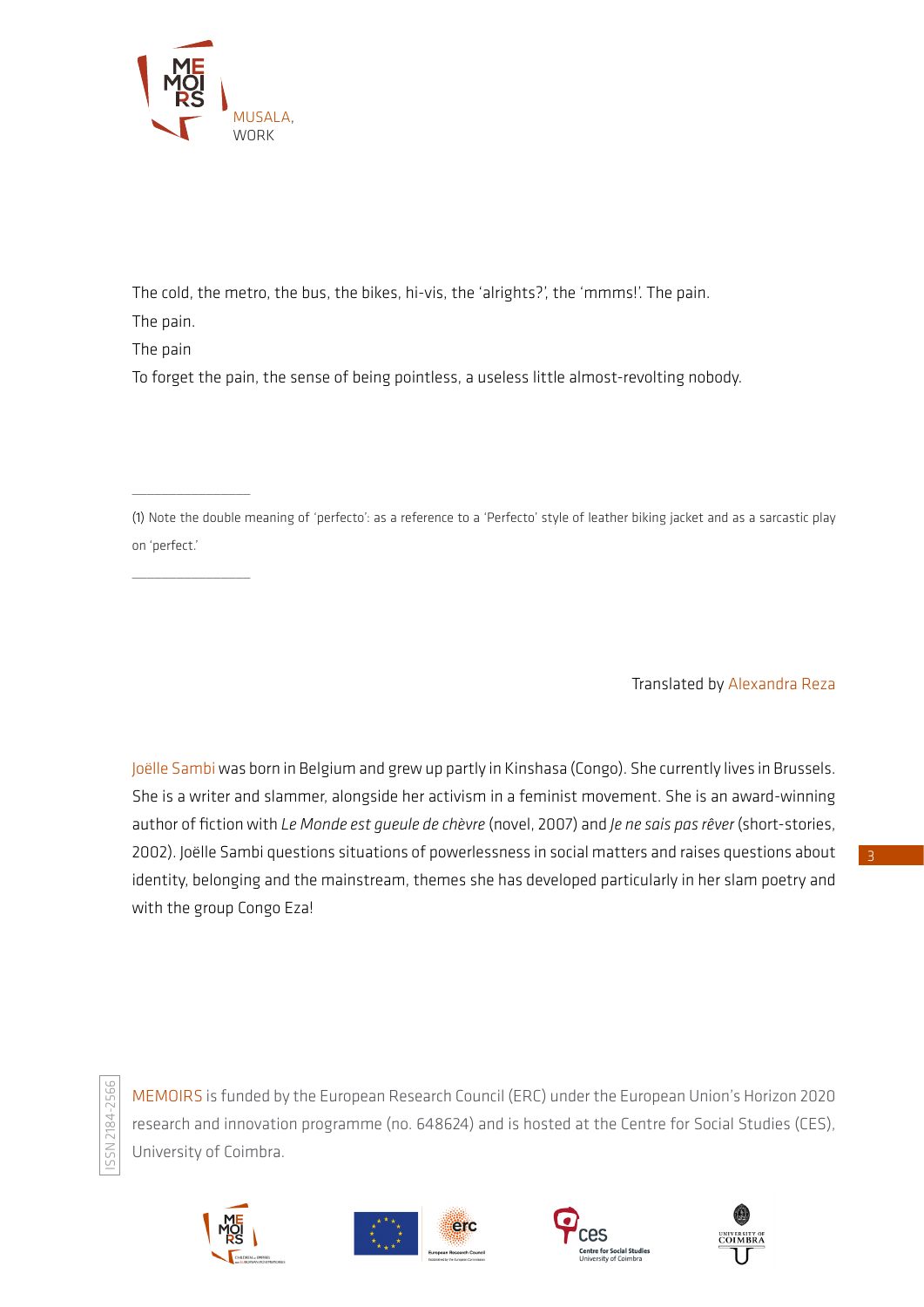The cold, the metro, the bus, the bikes, hi-vis, the 'alrights?', the 'mmms!'. The pain.

The pain.

The pain

To forget the pain, the sense of being pointless, a useless little almost-revolting nobody.

---

(1) Note the double meaning of 'perfecto': as a reference to a 'Perfecto' style of leather biking jacket and as a sarcastic play on 'perfect.'

---

Translated by Alexandra Reza

Joëlle Sambi was born in Belgium and grew up partly in Kinshasa (Congo). She currently lives in Brussels. She is a writer and slammer, alongside her activism in a feminist movement. She is an award-winning author of fiction with *Le Monde est gueule de chèvre* (novel, 2007) and *Je ne sais pas rêver* (short-stories, 2002). Joëlle Sambi questions situations of powerlessness in social matters and raises questions about identity, belonging and the mainstream, themes she has developed particularly in her slam poetry and with the group Congo Eza!

MEMOIRS is funded by the European Research Council (ERC) under the European Union's Horizon 2020 research and innovation programme (no. 648624) and is hosted at the Centre for Social Studies (CES), University of Coimbra.